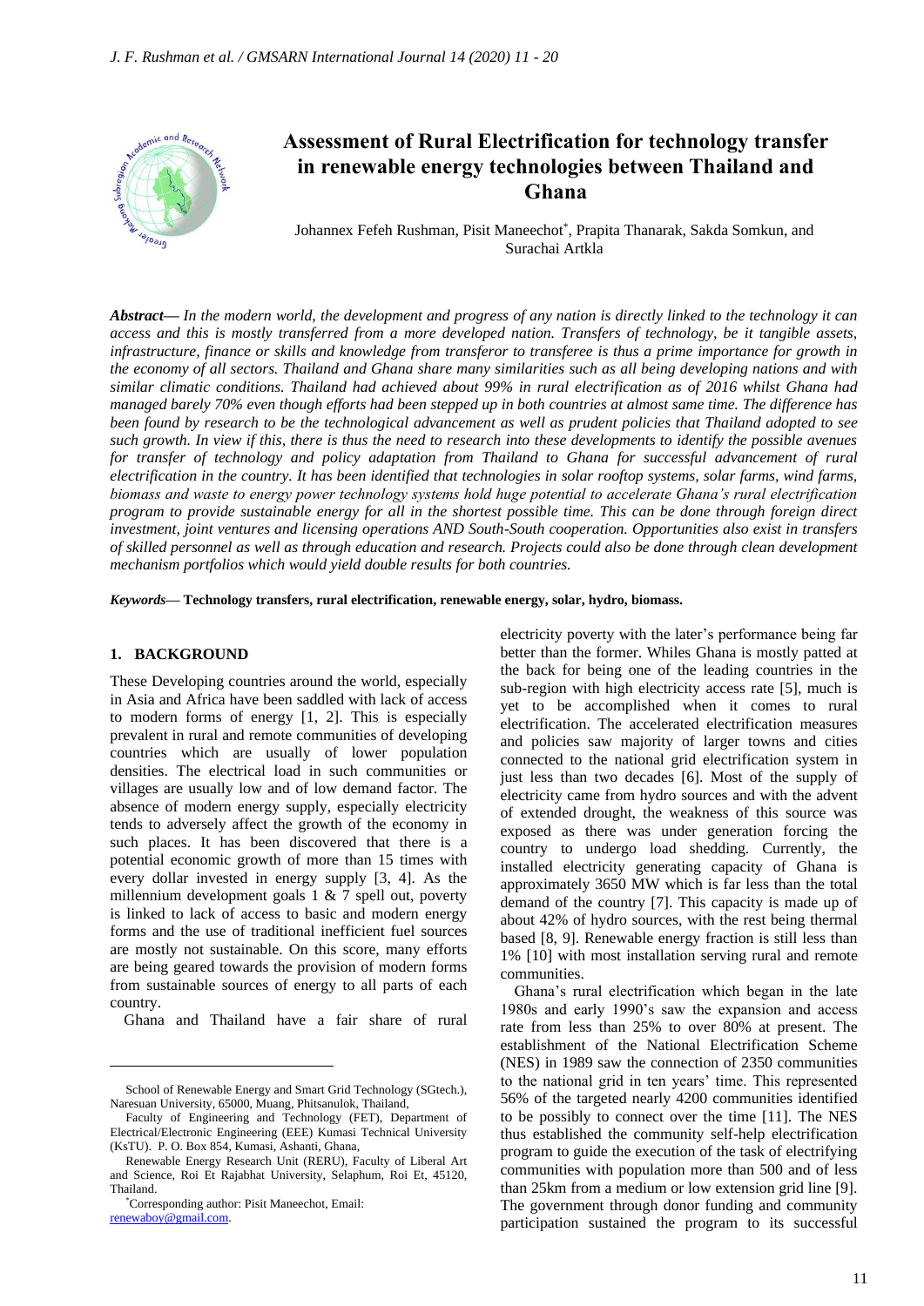# Assessment of Rural Electrification for technology transfer in renewable energy technologies between Thailand and Ghana

Johannex Fefeh Rushman, Pisit Maneechot*, Prapita Thanarak, Sakda Somkun, and Surachai Artkla

***Abstract*— *In the modern world, the development and progress of any nation is directly linked to the technology it can access and this is mostly transferred from a more developed nation. Transfers of technology, be it tangible assets, infrastructure, finance or skills and knowledge from transferor to transferee is thus a prime importance for growth in the economy of all sectors. Thailand and Ghana share many similarities such as all being developing nations and with similar climatic conditions. Thailand had achieved about 99% in rural electrification as of 2016 whilst Ghana had managed barely 70% even though efforts had been stepped up in both countries at almost same time. The difference has been found by research to be the technological advancement as well as prudent policies that Thailand adopted to see such growth. In view if this, there is thus the need to research into these developments to identify the possible avenues for transfer of technology and policy adaptation from Thailand to Ghana for successful advancement of rural electrification in the country. It has been identified that technologies in solar rooftop systems, solar farms, wind farms, biomass and waste to energy power technology systems hold huge potential to accelerate Ghana's rural electrification program to provide sustainable energy for all in the shortest possible time. This can be done through foreign direct investment, joint ventures and licensing operations AND South-South cooperation. Opportunities also exist in transfers of skilled personnel as well as through education and research. Projects could also be done through clean development mechanism portfolios which would yield double results for both countries.***

***Keywords*— Technology transfers, rural electrification, renewable energy, solar, hydro, biomass.**

## 1. BACKGROUND

These Developing countries around the world, especially in Asia and Africa have been saddled with lack of access to modern forms of energy [1, 2]. This is especially prevalent in rural and remote communities of developing countries which are usually of lower population densities. The electrical load in such communities or villages are usually low and of low demand factor. The absence of modern energy supply, especially electricity tends to adversely affect the growth of the economy in such places. It has been discovered that there is a potential economic growth of more than 15 times with every dollar invested in energy supply [3, 4]. As the millennium development goals 1 & 7 spell out, poverty is linked to lack of access to basic and modern energy forms and the use of traditional inefficient fuel sources are mostly not sustainable. On this score, many efforts are being geared towards the provision of modern forms from sustainable sources of energy to all parts of each country.

Ghana and Thailand have a fair share of rural electricity poverty with the later's performance being far better than the former. Whiles Ghana is mostly patted at the back for being one of the leading countries in the sub-region with high electricity access rate [5], much is yet to be accomplished when it comes to rural electrification. The accelerated electrification measures and policies saw majority of larger towns and cities connected to the national grid electrification system in just less than two decades [6]. Most of the supply of electricity came from hydro sources and with the advent of extended drought, the weakness of this source was exposed as there was under generation forcing the country to undergo load shedding. Currently, the installed electricity generating capacity of Ghana is approximately 3650 MW which is far less than the total demand of the country [7]. This capacity is made up of about 42% of hydro sources, with the rest being thermal based [8, 9]. Renewable energy fraction is still less than 1% [10] with most installation serving rural and remote communities.

Ghana's rural electrification which began in the late 1980s and early 1990's saw the expansion and access rate from less than 25% to over 80% at present. The establishment of the National Electrification Scheme (NES) in 1989 saw the connection of 2350 communities to the national grid in ten years' time. This represented 56% of the targeted nearly 4200 communities identified to be possibly to connect over the time [11]. The NES thus established the community self-help electrification program to guide the execution of the task of electrifying communities with population more than 500 and of less than 25km from a medium or low extension grid line [9]. The government through donor funding and community participation sustained the program to its successful

---

School of Renewable Energy and Smart Grid Technology (SGtech.), Naresuan University, 65000, Muang, Phitsanulok, Thailand,

Faculty of Engineering and Technology (FET), Department of Electrical/Electronic Engineering (EEE) Kumasi Technical University (KsTU). P. O. Box 854, Kumasi, Ashanti, Ghana,

Renewable Energy Research Unit (RERU), Faculty of Liberal Art and Science, Roi Et Rajabhat University, Selaphum, Roi Et, 45120, Thailand.

*Corresponding author: Pisit Maneechot, Email: renewaboy@gmail.com.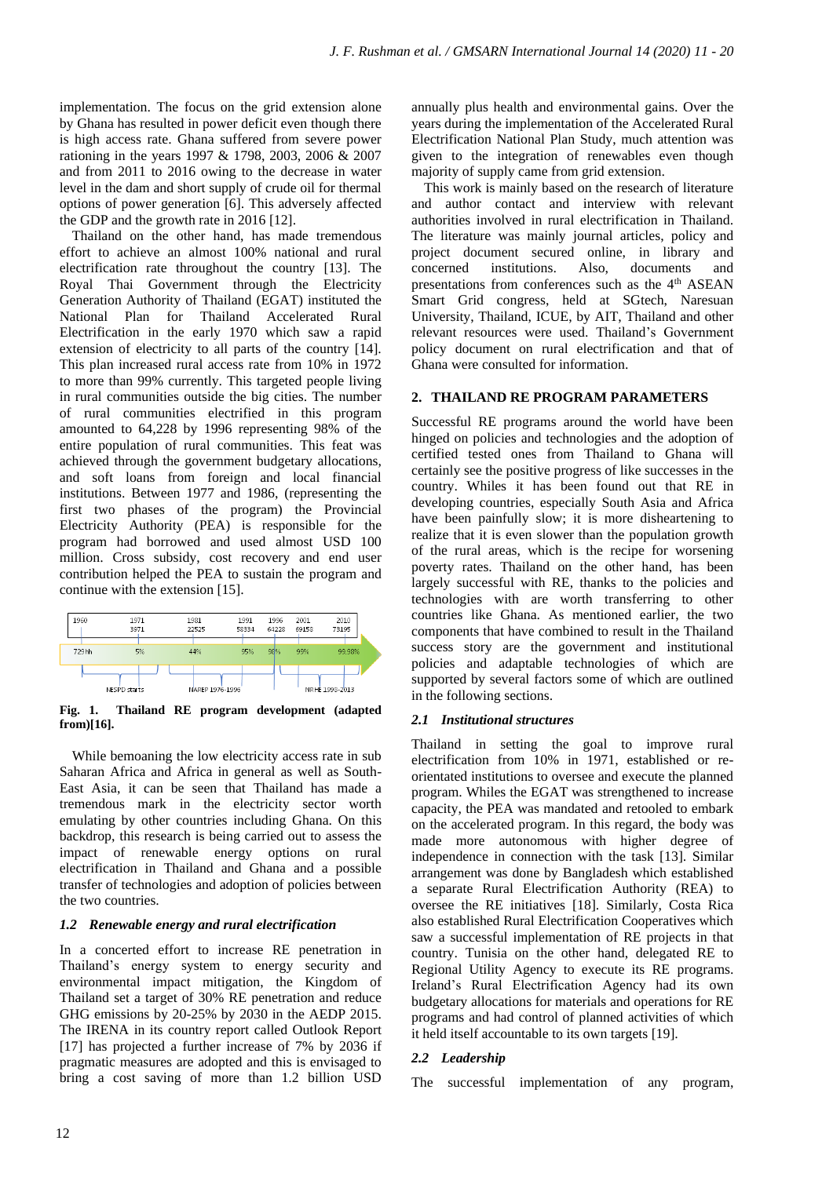implementation. The focus on the grid extension alone by Ghana has resulted in power deficit even though there is high access rate. Ghana suffered from severe power rationing in the years 1997 & 1798, 2003, 2006 & 2007 and from 2011 to 2016 owing to the decrease in water level in the dam and short supply of crude oil for thermal options of power generation [6]. This adversely affected the GDP and the growth rate in 2016 [12].

Thailand on the other hand, has made tremendous effort to achieve an almost 100% national and rural electrification rate throughout the country [13]. The Royal Thai Government through the Electricity Generation Authority of Thailand (EGAT) instituted the National Plan for Thailand Accelerated Rural Electrification in the early 1970 which saw a rapid extension of electricity to all parts of the country [14]. This plan increased rural access rate from 10% in 1972 to more than 99% currently. This targeted people living in rural communities outside the big cities. The number of rural communities electrified in this program amounted to 64,228 by 1996 representing 98% of the entire population of rural communities. This feat was achieved through the government budgetary allocations, and soft loans from foreign and local financial institutions. Between 1977 and 1986, (representing the first two phases of the program) the Provincial Electricity Authority (PEA) is responsible for the program had borrowed and used almost USD 100 million. Cross subsidy, cost recovery and end user contribution helped the PEA to sustain the program and continue with the extension [15].

| 1960 | 1971 | 1981 | 1991 | 1996 | 2001 | 2010 |
|---|---|---|---|---|---|---|
| | 3671 | 22525 | 58334 | 64228 | 69158 | 73195 |
| 729 hh | 5% | 44% | 95% | 98% | 99% | 99.98% |

NESPD starts — NAREP 1976-1996 — NRHE 1998-2013

**Fig. 1. Thailand RE program development (adapted from)[16].**

While bemoaning the low electricity access rate in sub Saharan Africa and Africa in general as well as South-East Asia, it can be seen that Thailand has made a tremendous mark in the electricity sector worth emulating by other countries including Ghana. On this backdrop, this research is being carried out to assess the impact of renewable energy options on rural electrification in Thailand and Ghana and a possible transfer of technologies and adoption of policies between the two countries.

### *1.2 Renewable energy and rural electrification*

In a concerted effort to increase RE penetration in Thailand's energy system to energy security and environmental impact mitigation, the Kingdom of Thailand set a target of 30% RE penetration and reduce GHG emissions by 20-25% by 2030 in the AEDP 2015. The IRENA in its country report called Outlook Report [17] has projected a further increase of 7% by 2036 if pragmatic measures are adopted and this is envisaged to bring a cost saving of more than 1.2 billion USD annually plus health and environmental gains. Over the years during the implementation of the Accelerated Rural Electrification National Plan Study, much attention was given to the integration of renewables even though majority of supply came from grid extension.

This work is mainly based on the research of literature and author contact and interview with relevant authorities involved in rural electrification in Thailand. The literature was mainly journal articles, policy and project document secured online, in library and concerned institutions. Also, documents and presentations from conferences such as the 4th ASEAN Smart Grid congress, held at SGtech, Naresuan University, Thailand, ICUE, by AIT, Thailand and other relevant resources were used. Thailand's Government policy document on rural electrification and that of Ghana were consulted for information.

## 2. THAILAND RE PROGRAM PARAMETERS

Successful RE programs around the world have been hinged on policies and technologies and the adoption of certified tested ones from Thailand to Ghana will certainly see the positive progress of like successes in the country. Whiles it has been found out that RE in developing countries, especially South Asia and Africa have been painfully slow; it is more disheartening to realize that it is even slower than the population growth of the rural areas, which is the recipe for worsening poverty rates. Thailand on the other hand, has been largely successful with RE, thanks to the policies and technologies with are worth transferring to other countries like Ghana. As mentioned earlier, the two components that have combined to result in the Thailand success story are the government and institutional policies and adaptable technologies of which are supported by several factors some of which are outlined in the following sections.

### *2.1 Institutional structures*

Thailand in setting the goal to improve rural electrification from 10% in 1971, established or re-orientated institutions to oversee and execute the planned program. Whiles the EGAT was strengthened to increase capacity, the PEA was mandated and retooled to embark on the accelerated program. In this regard, the body was made more autonomous with higher degree of independence in connection with the task [13]. Similar arrangement was done by Bangladesh which established a separate Rural Electrification Authority (REA) to oversee the RE initiatives [18]. Similarly, Costa Rica also established Rural Electrification Cooperatives which saw a successful implementation of RE projects in that country. Tunisia on the other hand, delegated RE to Regional Utility Agency to execute its RE programs. Ireland's Rural Electrification Agency had its own budgetary allocations for materials and operations for RE programs and had control of planned activities of which it held itself accountable to its own targets [19].

### *2.2 Leadership*

The successful implementation of any program,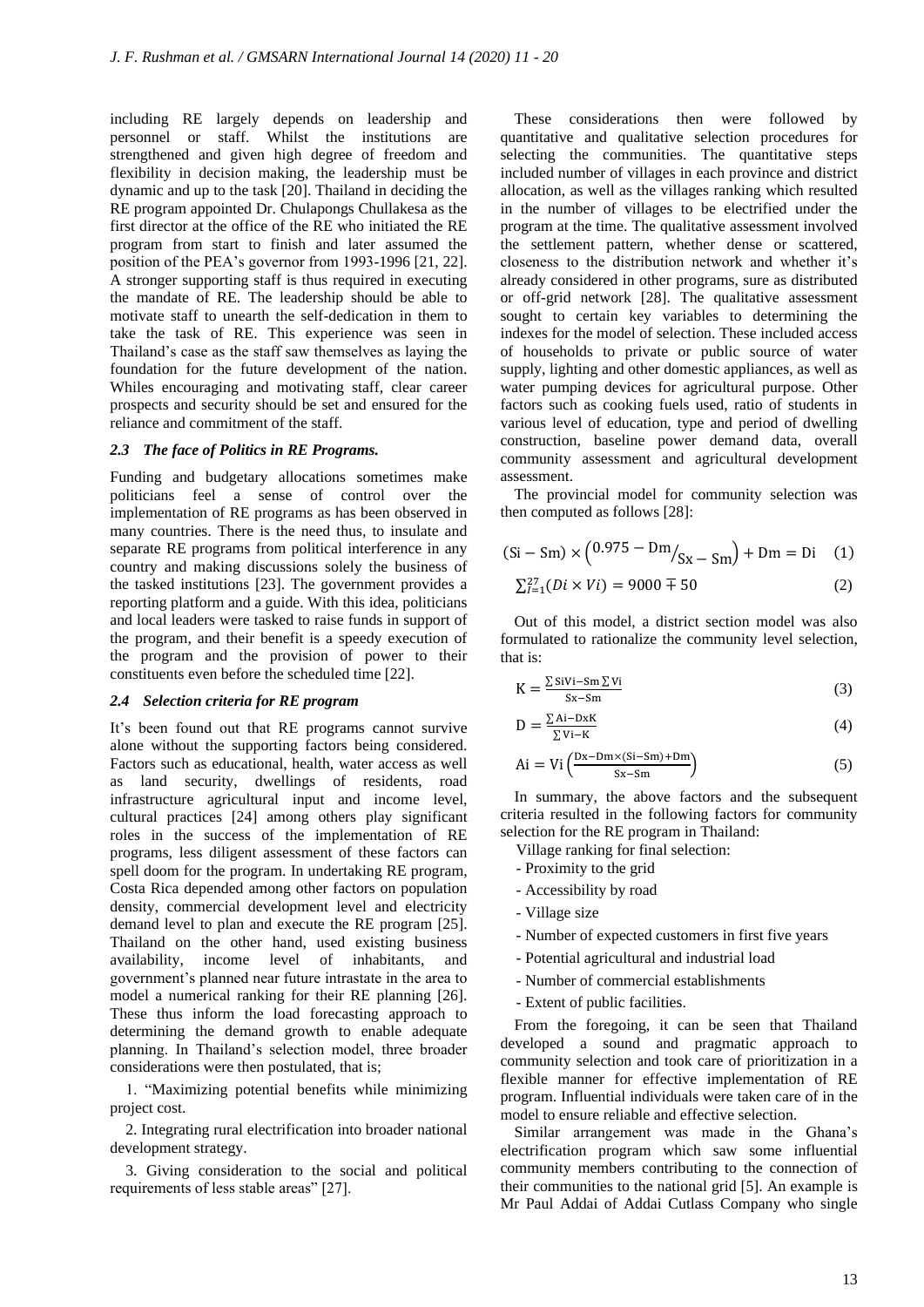including RE largely depends on leadership and personnel or staff. Whilst the institutions are strengthened and given high degree of freedom and flexibility in decision making, the leadership must be dynamic and up to the task [20]. Thailand in deciding the RE program appointed Dr. Chulapongs Chullakesa as the first director at the office of the RE who initiated the RE program from start to finish and later assumed the position of the PEA's governor from 1993-1996 [21, 22]. A stronger supporting staff is thus required in executing the mandate of RE. The leadership should be able to motivate staff to unearth the self-dedication in them to take the task of RE. This experience was seen in Thailand's case as the staff saw themselves as laying the foundation for the future development of the nation. Whiles encouraging and motivating staff, clear career prospects and security should be set and ensured for the reliance and commitment of the staff.

### *2.3 The face of Politics in RE Programs.*

Funding and budgetary allocations sometimes make politicians feel a sense of control over the implementation of RE programs as has been observed in many countries. There is the need thus, to insulate and separate RE programs from political interference in any country and making discussions solely the business of the tasked institutions [23]. The government provides a reporting platform and a guide. With this idea, politicians and local leaders were tasked to raise funds in support of the program, and their benefit is a speedy execution of the program and the provision of power to their constituents even before the scheduled time [22].

### *2.4 Selection criteria for RE program*

It's been found out that RE programs cannot survive alone without the supporting factors being considered. Factors such as educational, health, water access as well as land security, dwellings of residents, road infrastructure agricultural input and income level, cultural practices [24] among others play significant roles in the success of the implementation of RE programs, less diligent assessment of these factors can spell doom for the program. In undertaking RE program, Costa Rica depended among other factors on population density, commercial development level and electricity demand level to plan and execute the RE program [25]. Thailand on the other hand, used existing business availability, income level of inhabitants, and government's planned near future intrastate in the area to model a numerical ranking for their RE planning [26]. These thus inform the load forecasting approach to determining the demand growth to enable adequate planning. In Thailand's selection model, three broader considerations were then postulated, that is;

1. "Maximizing potential benefits while minimizing project cost.
2. Integrating rural electrification into broader national development strategy.
3. Giving consideration to the social and political requirements of less stable areas" [27].

These considerations then were followed by quantitative and qualitative selection procedures for selecting the communities. The quantitative steps included number of villages in each province and district allocation, as well as the villages ranking which resulted in the number of villages to be electrified under the program at the time. The qualitative assessment involved the settlement pattern, whether dense or scattered, closeness to the distribution network and whether it's already considered in other programs, sure as distributed or off-grid network [28]. The qualitative assessment sought to certain key variables to determining the indexes for the model of selection. These included access of households to private or public source of water supply, lighting and other domestic appliances, as well as water pumping devices for agricultural purpose. Other factors such as cooking fuels used, ratio of students in various level of education, type and period of dwelling construction, baseline power demand data, overall community assessment and agricultural development assessment.

The provincial model for community selection was then computed as follows [28]:

$$(\mathrm{Si} - \mathrm{Sm}) \times \left(0.975 - \mathrm{Dm} / _{\mathrm{Sx} - \mathrm{Sm}}\right) + \mathrm{Dm} = \mathrm{Di} \quad (1)$$

$$\sum_{I=1}^{27} (Di \times Vi) = 9000 \mp 50 \quad (2)$$

Out of this model, a district section model was also formulated to rationalize the community level selection, that is:

$$\mathrm{K} = \frac{\sum \mathrm{SiVi} - \mathrm{Sm} \sum \mathrm{Vi}}{\mathrm{Sx} - \mathrm{Sm}} \quad (3)$$

$$\mathrm{D} = \frac{\sum \mathrm{Ai} - \mathrm{DxK}}{\sum \mathrm{Vi} - \mathrm{K}} \quad (4)$$

$$\mathrm{Ai} = \mathrm{Vi}\left(\frac{\mathrm{Dx} - \mathrm{Dm} \times (\mathrm{Si} - \mathrm{Sm}) + \mathrm{Dm}}{\mathrm{Sx} - \mathrm{Sm}}\right) \quad (5)$$

In summary, the above factors and the subsequent criteria resulted in the following factors for community selection for the RE program in Thailand:

Village ranking for final selection:

- Proximity to the grid
- Accessibility by road
- Village size
- Number of expected customers in first five years
- Potential agricultural and industrial load
- Number of commercial establishments
- Extent of public facilities.

From the foregoing, it can be seen that Thailand developed a sound and pragmatic approach to community selection and took care of prioritization in a flexible manner for effective implementation of RE program. Influential individuals were taken care of in the model to ensure reliable and effective selection.

Similar arrangement was made in the Ghana's electrification program which saw some influential community members contributing to the connection of their communities to the national grid [5]. An example is Mr Paul Addai of Addai Cutlass Company who single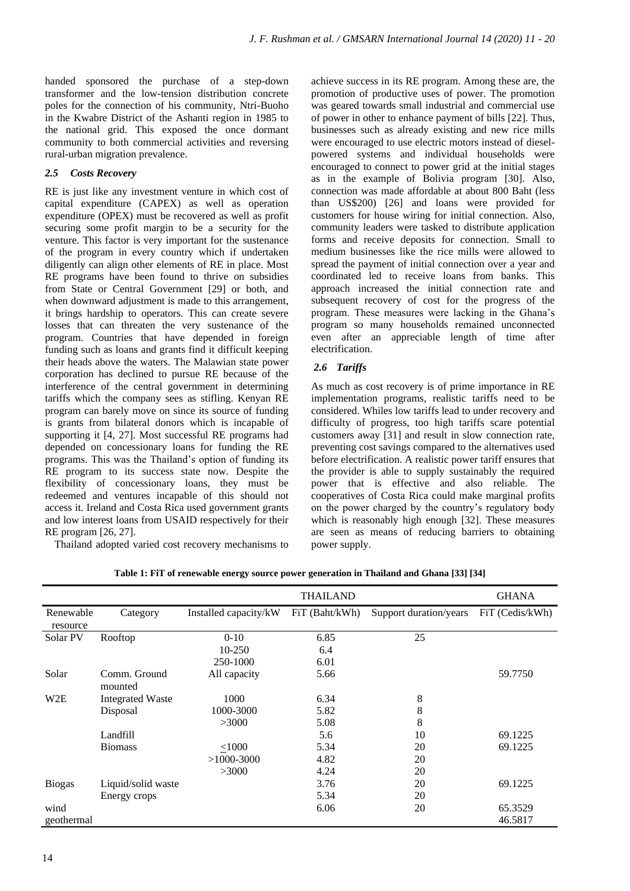handed sponsored the purchase of a step-down transformer and the low-tension distribution concrete poles for the connection of his community, Ntri-Buoho in the Kwabre District of the Ashanti region in 1985 to the national grid. This exposed the once dormant community to both commercial activities and reversing rural-urban migration prevalence.

### *2.5 Costs Recovery*

RE is just like any investment venture in which cost of capital expenditure (CAPEX) as well as operation expenditure (OPEX) must be recovered as well as profit securing some profit margin to be a security for the venture. This factor is very important for the sustenance of the program in every country which if undertaken diligently can align other elements of RE in place. Most RE programs have been found to thrive on subsidies from State or Central Government [29] or both, and when downward adjustment is made to this arrangement, it brings hardship to operators. This can create severe losses that can threaten the very sustenance of the program. Countries that have depended in foreign funding such as loans and grants find it difficult keeping their heads above the waters. The Malawian state power corporation has declined to pursue RE because of the interference of the central government in determining tariffs which the company sees as stifling. Kenyan RE program can barely move on since its source of funding is grants from bilateral donors which is incapable of supporting it [4, 27]. Most successful RE programs had depended on concessionary loans for funding the RE programs. This was the Thailand's option of funding its RE program to its success state now. Despite the flexibility of concessionary loans, they must be redeemed and ventures incapable of this should not access it. Ireland and Costa Rica used government grants and low interest loans from USAID respectively for their RE program [26, 27].

Thailand adopted varied cost recovery mechanisms to achieve success in its RE program. Among these are, the promotion of productive uses of power. The promotion was geared towards small industrial and commercial use of power in other to enhance payment of bills [22]. Thus, businesses such as already existing and new rice mills were encouraged to use electric motors instead of diesel-powered systems and individual households were encouraged to connect to power grid at the initial stages as in the example of Bolivia program [30]. Also, connection was made affordable at about 800 Baht (less than US$200) [26] and loans were provided for customers for house wiring for initial connection. Also, community leaders were tasked to distribute application forms and receive deposits for connection. Small to medium businesses like the rice mills were allowed to spread the payment of initial connection over a year and coordinated led to receive loans from banks. This approach increased the initial connection rate and subsequent recovery of cost for the progress of the program. These measures were lacking in the Ghana's program so many households remained unconnected even after an appreciable length of time after electrification.

### *2.6 Tariffs*

As much as cost recovery is of prime importance in RE implementation programs, realistic tariffs need to be considered. Whiles low tariffs lead to under recovery and difficulty of progress, too high tariffs scare potential customers away [31] and result in slow connection rate, preventing cost savings compared to the alternatives used before electrification. A realistic power tariff ensures that the provider is able to supply sustainably the required power that is effective and also reliable. The cooperatives of Costa Rica could make marginal profits on the power charged by the country's regulatory body which is reasonably high enough [32]. These measures are seen as means of reducing barriers to obtaining power supply.

**Table 1: FiT of renewable energy source power generation in Thailand and Ghana [33] [34]**

| | | THAILAND | | | GHANA |
|---|---|---|---|---|---|
| Renewable resource | Category | Installed capacity/kW | FiT (Baht/kWh) | Support duration/years | FiT (Cedis/kWh) |
| Solar PV | Rooftop | 0-10 | 6.85 | 25 | |
| | | 10-250 | 6.4 | | |
| | | 250-1000 | 6.01 | | |
| Solar | Comm. Ground mounted | All capacity | 5.66 | | 59.7750 |
| W2E | Integrated Waste | 1000 | 6.34 | 8 | |
| | Disposal | 1000-3000 | 5.82 | 8 | |
| | | >3000 | 5.08 | 8 | |
| | Landfill | | 5.6 | 10 | 69.1225 |
| | Biomass | <1000 | 5.34 | 20 | 69.1225 |
| | | >1000-3000 | 4.82 | 20 | |
| | | >3000 | 4.24 | 20 | |
| Biogas | Liquid/solid waste | | 3.76 | 20 | 69.1225 |
| | Energy crops | | 5.34 | 20 | |
| wind | | | 6.06 | 20 | 65.3529 |
| geothermal | | | | | 46.5817 |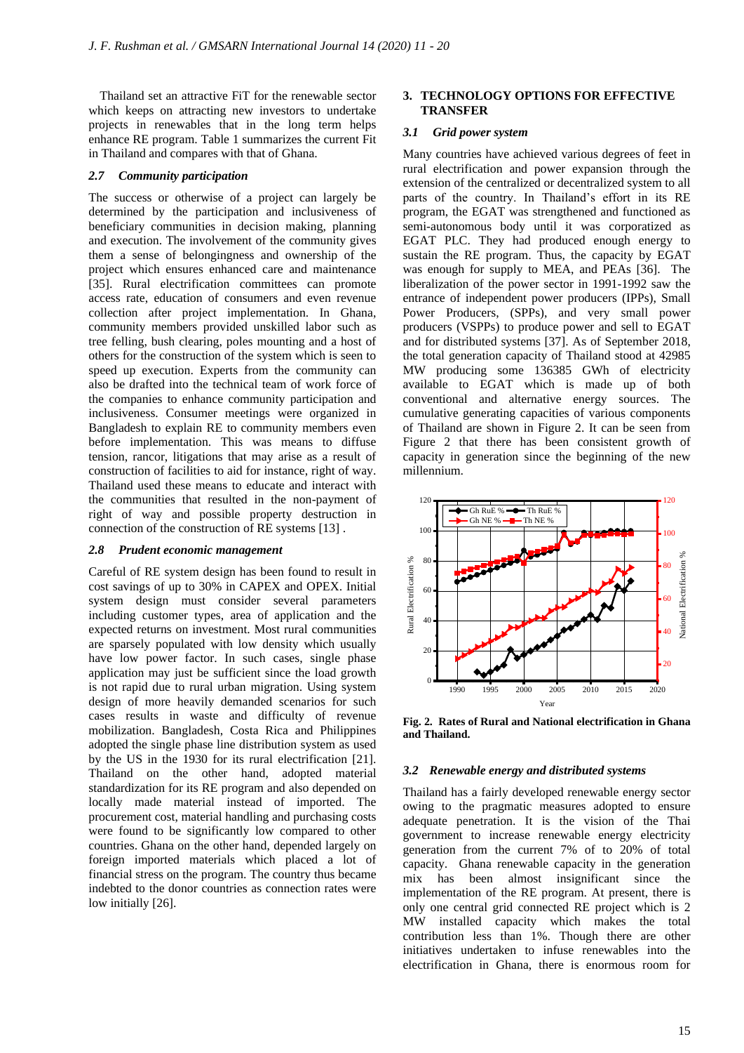Thailand set an attractive FiT for the renewable sector which keeps on attracting new investors to undertake projects in renewables that in the long term helps enhance RE program. Table 1 summarizes the current Fit in Thailand and compares with that of Ghana.

### *2.7 Community participation*

The success or otherwise of a project can largely be determined by the participation and inclusiveness of beneficiary communities in decision making, planning and execution. The involvement of the community gives them a sense of belongingness and ownership of the project which ensures enhanced care and maintenance [35]. Rural electrification committees can promote access rate, education of consumers and even revenue collection after project implementation. In Ghana, community members provided unskilled labor such as tree felling, bush clearing, poles mounting and a host of others for the construction of the system which is seen to speed up execution. Experts from the community can also be drafted into the technical team of work force of the companies to enhance community participation and inclusiveness. Consumer meetings were organized in Bangladesh to explain RE to community members even before implementation. This was means to diffuse tension, rancor, litigations that may arise as a result of construction of facilities to aid for instance, right of way. Thailand used these means to educate and interact with the communities that resulted in the non-payment of right of way and possible property destruction in connection of the construction of RE systems [13] .

### *2.8 Prudent economic management*

Careful of RE system design has been found to result in cost savings of up to 30% in CAPEX and OPEX. Initial system design must consider several parameters including customer types, area of application and the expected returns on investment. Most rural communities are sparsely populated with low density which usually have low power factor. In such cases, single phase application may just be sufficient since the load growth is not rapid due to rural urban migration. Using system design of more heavily demanded scenarios for such cases results in waste and difficulty of revenue mobilization. Bangladesh, Costa Rica and Philippines adopted the single phase line distribution system as used by the US in the 1930 for its rural electrification [21]. Thailand on the other hand, adopted material standardization for its RE program and also depended on locally made material instead of imported. The procurement cost, material handling and purchasing costs were found to be significantly low compared to other countries. Ghana on the other hand, depended largely on foreign imported materials which placed a lot of financial stress on the program. The country thus became indebted to the donor countries as connection rates were low initially [26].

## 3. TECHNOLOGY OPTIONS FOR EFFECTIVE TRANSFER

### *3.1 Grid power system*

Many countries have achieved various degrees of feet in rural electrification and power expansion through the extension of the centralized or decentralized system to all parts of the country. In Thailand's effort in its RE program, the EGAT was strengthened and functioned as semi-autonomous body until it was corporatized as EGAT PLC. They had produced enough energy to sustain the RE program. Thus, the capacity by EGAT was enough for supply to MEA, and PEAs [36]. The liberalization of the power sector in 1991-1992 saw the entrance of independent power producers (IPPs), Small Power Producers, (SPPs), and very small power producers (VSPPs) to produce power and sell to EGAT and for distributed systems [37]. As of September 2018, the total generation capacity of Thailand stood at 42985 MW producing some 136385 GWh of electricity available to EGAT which is made up of both conventional and alternative energy sources. The cumulative generating capacities of various components of Thailand are shown in Figure 2. It can be seen from Figure 2 that there has been consistent growth of capacity in generation since the beginning of the new millennium.

**Fig. 2. Rates of Rural and National electrification in Ghana and Thailand.**

### *3.2 Renewable energy and distributed systems*

Thailand has a fairly developed renewable energy sector owing to the pragmatic measures adopted to ensure adequate penetration. It is the vision of the Thai government to increase renewable energy electricity generation from the current 7% of to 20% of total capacity. Ghana renewable capacity in the generation mix has been almost insignificant since the implementation of the RE program. At present, there is only one central grid connected RE project which is 2 MW installed capacity which makes the total contribution less than 1%. Though there are other initiatives undertaken to infuse renewables into the electrification in Ghana, there is enormous room for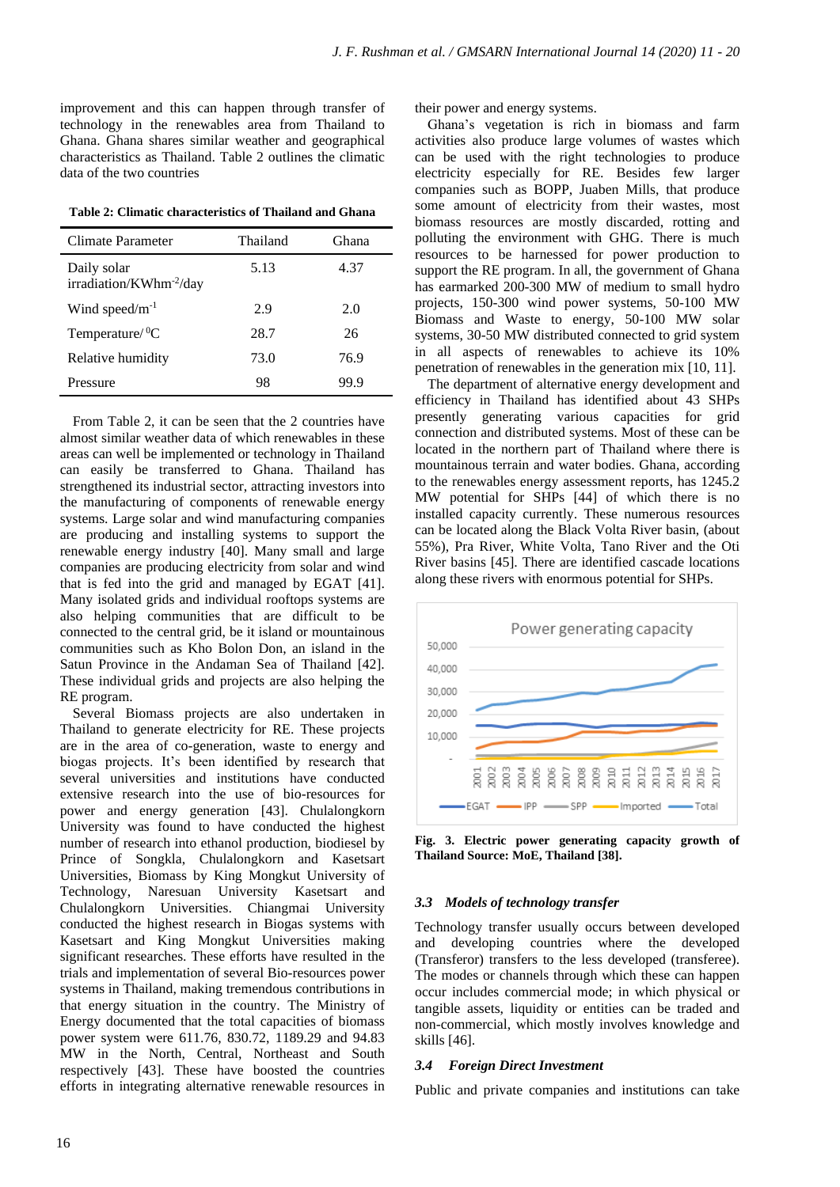improvement and this can happen through transfer of technology in the renewables area from Thailand to Ghana. Ghana shares similar weather and geographical characteristics as Thailand. Table 2 outlines the climatic data of the two countries

**Table 2: Climatic characteristics of Thailand and Ghana**

| Climate Parameter | Thailand | Ghana |
|---|---|---|
| Daily solar irradiation/KWhm$^{-2}$/day | 5.13 | 4.37 |
| Wind speed/m$^{-1}$ | 2.9 | 2.0 |
| Temperature/$^{0}$C | 28.7 | 26 |
| Relative humidity | 73.0 | 76.9 |
| Pressure | 98 | 99.9 |

From Table 2, it can be seen that the 2 countries have almost similar weather data of which renewables in these areas can well be implemented or technology in Thailand can easily be transferred to Ghana. Thailand has strengthened its industrial sector, attracting investors into the manufacturing of components of renewable energy systems. Large solar and wind manufacturing companies are producing and installing systems to support the renewable energy industry [40]. Many small and large companies are producing electricity from solar and wind that is fed into the grid and managed by EGAT [41]. Many isolated grids and individual rooftops systems are also helping communities that are difficult to be connected to the central grid, be it island or mountainous communities such as Kho Bolon Don, an island in the Satun Province in the Andaman Sea of Thailand [42]. These individual grids and projects are also helping the RE program.

Several Biomass projects are also undertaken in Thailand to generate electricity for RE. These projects are in the area of co-generation, waste to energy and biogas projects. It's been identified by research that several universities and institutions have conducted extensive research into the use of bio-resources for power and energy generation [43]. Chulalongkorn University was found to have conducted the highest number of research into ethanol production, biodiesel by Prince of Songkla, Chulalongkorn and Kasetsart Universities, Biomass by King Mongkut University of Technology, Naresuan University Kasetsart and Chulalongkorn Universities. Chiangmai University conducted the highest research in Biogas systems with Kasetsart and King Mongkut Universities making significant researches. These efforts have resulted in the trials and implementation of several Bio-resources power systems in Thailand, making tremendous contributions in that energy situation in the country. The Ministry of Energy documented that the total capacities of biomass power system were 611.76, 830.72, 1189.29 and 94.83 MW in the North, Central, Northeast and South respectively [43]. These have boosted the countries efforts in integrating alternative renewable resources in their power and energy systems.

Ghana's vegetation is rich in biomass and farm activities also produce large volumes of wastes which can be used with the right technologies to produce electricity especially for RE. Besides few larger companies such as BOPP, Juaben Mills, that produce some amount of electricity from their wastes, most biomass resources are mostly discarded, rotting and polluting the environment with GHG. There is much resources to be harnessed for power production to support the RE program. In all, the government of Ghana has earmarked 200-300 MW of medium to small hydro projects, 150-300 wind power systems, 50-100 MW Biomass and Waste to energy, 50-100 MW solar systems, 30-50 MW distributed connected to grid system in all aspects of renewables to achieve its 10% penetration of renewables in the generation mix [10, 11].

The department of alternative energy development and efficiency in Thailand has identified about 43 SHPs presently generating various capacities for grid connection and distributed systems. Most of these can be located in the northern part of Thailand where there is mountainous terrain and water bodies. Ghana, according to the renewables energy assessment reports, has 1245.2 MW potential for SHPs [44] of which there is no installed capacity currently. These numerous resources can be located along the Black Volta River basin, (about 55%), Pra River, White Volta, Tano River and the Oti River basins [45]. There are identified cascade locations along these rivers with enormous potential for SHPs.

**Fig. 3. Electric power generating capacity growth of Thailand Source: MoE, Thailand [38].**

### 3.3 *Models of technology transfer*

Technology transfer usually occurs between developed and developing countries where the developed (Transferor) transfers to the less developed (transferee). The modes or channels through which these can happen occur includes commercial mode; in which physical or tangible assets, liquidity or entities can be traded and non-commercial, which mostly involves knowledge and skills [46].

### 3.4 *Foreign Direct Investment*

Public and private companies and institutions can take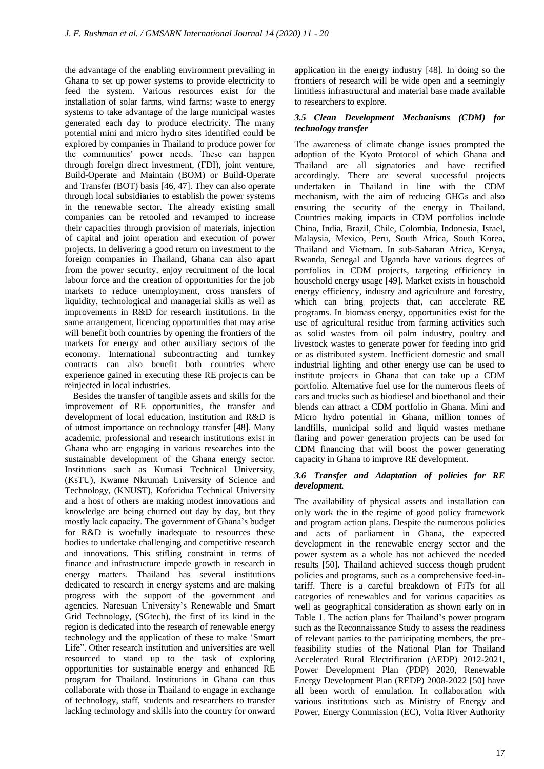the advantage of the enabling environment prevailing in Ghana to set up power systems to provide electricity to feed the system. Various resources exist for the installation of solar farms, wind farms; waste to energy systems to take advantage of the large municipal wastes generated each day to produce electricity. The many potential mini and micro hydro sites identified could be explored by companies in Thailand to produce power for the communities' power needs. These can happen through foreign direct investment, (FDI), joint venture, Build-Operate and Maintain (BOM) or Build-Operate and Transfer (BOT) basis [46, 47]. They can also operate through local subsidiaries to establish the power systems in the renewable sector. The already existing small companies can be retooled and revamped to increase their capacities through provision of materials, injection of capital and joint operation and execution of power projects. In delivering a good return on investment to the foreign companies in Thailand, Ghana can also apart from the power security, enjoy recruitment of the local labour force and the creation of opportunities for the job markets to reduce unemployment, cross transfers of liquidity, technological and managerial skills as well as improvements in R&D for research institutions. In the same arrangement, licencing opportunities that may arise will benefit both countries by opening the frontiers of the markets for energy and other auxiliary sectors of the economy. International subcontracting and turnkey contracts can also benefit both countries where experience gained in executing these RE projects can be reinjected in local industries.

Besides the transfer of tangible assets and skills for the improvement of RE opportunities, the transfer and development of local education, institution and R&D is of utmost importance on technology transfer [48]. Many academic, professional and research institutions exist in Ghana who are engaging in various researches into the sustainable development of the Ghana energy sector. Institutions such as Kumasi Technical University, (KsTU), Kwame Nkrumah University of Science and Technology, (KNUST), Koforidua Technical University and a host of others are making modest innovations and knowledge are being churned out day by day, but they mostly lack capacity. The government of Ghana's budget for R&D is woefully inadequate to resources these bodies to undertake challenging and competitive research and innovations. This stifling constraint in terms of finance and infrastructure impede growth in research in energy matters. Thailand has several institutions dedicated to research in energy systems and are making progress with the support of the government and agencies. Naresuan University's Renewable and Smart Grid Technology, (SGtech), the first of its kind in the region is dedicated into the research of renewable energy technology and the application of these to make 'Smart Life". Other research institution and universities are well resourced to stand up to the task of exploring opportunities for sustainable energy and enhanced RE program for Thailand. Institutions in Ghana can thus collaborate with those in Thailand to engage in exchange of technology, staff, students and researchers to transfer lacking technology and skills into the country for onward application in the energy industry [48]. In doing so the frontiers of research will be wide open and a seemingly limitless infrastructural and material base made available to researchers to explore.

### *3.5 Clean Development Mechanisms (CDM) for technology transfer*

The awareness of climate change issues prompted the adoption of the Kyoto Protocol of which Ghana and Thailand are all signatories and have rectified accordingly. There are several successful projects undertaken in Thailand in line with the CDM mechanism, with the aim of reducing GHGs and also ensuring the security of the energy in Thailand. Countries making impacts in CDM portfolios include China, India, Brazil, Chile, Colombia, Indonesia, Israel, Malaysia, Mexico, Peru, South Africa, South Korea, Thailand and Vietnam. In sub-Saharan Africa, Kenya, Rwanda, Senegal and Uganda have various degrees of portfolios in CDM projects, targeting efficiency in household energy usage [49]. Market exists in household energy efficiency, industry and agriculture and forestry, which can bring projects that, can accelerate RE programs. In biomass energy, opportunities exist for the use of agricultural residue from farming activities such as solid wastes from oil palm industry, poultry and livestock wastes to generate power for feeding into grid or as distributed system. Inefficient domestic and small industrial lighting and other energy use can be used to institute projects in Ghana that can take up a CDM portfolio. Alternative fuel use for the numerous fleets of cars and trucks such as biodiesel and bioethanol and their blends can attract a CDM portfolio in Ghana. Mini and Micro hydro potential in Ghana, million tonnes of landfills, municipal solid and liquid wastes methane flaring and power generation projects can be used for CDM financing that will boost the power generating capacity in Ghana to improve RE development.

### *3.6 Transfer and Adaptation of policies for RE development.*

The availability of physical assets and installation can only work the in the regime of good policy framework and program action plans. Despite the numerous policies and acts of parliament in Ghana, the expected development in the renewable energy sector and the power system as a whole has not achieved the needed results [50]. Thailand achieved success though prudent policies and programs, such as a comprehensive feed-in-tariff. There is a careful breakdown of FiTs for all categories of renewables and for various capacities as well as geographical consideration as shown early on in Table 1. The action plans for Thailand's power program such as the Reconnaissance Study to assess the readiness of relevant parties to the participating members, the pre-feasibility studies of the National Plan for Thailand Accelerated Rural Electrification (AEDP) 2012-2021, Power Development Plan (PDP) 2020, Renewable Energy Development Plan (REDP) 2008-2022 [50] have all been worth of emulation. In collaboration with various institutions such as Ministry of Energy and Power, Energy Commission (EC), Volta River Authority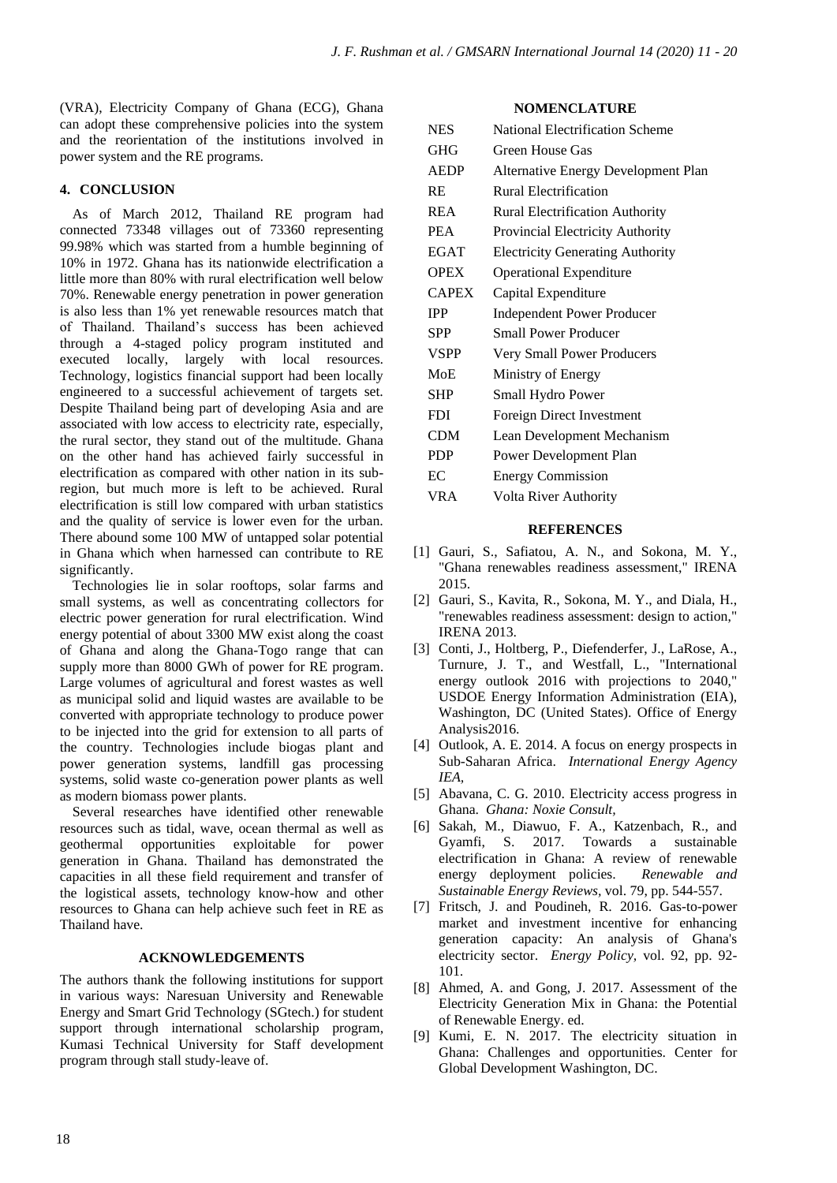(VRA), Electricity Company of Ghana (ECG), Ghana can adopt these comprehensive policies into the system and the reorientation of the institutions involved in power system and the RE programs.

## 4. CONCLUSION

As of March 2012, Thailand RE program had connected 73348 villages out of 73360 representing 99.98% which was started from a humble beginning of 10% in 1972. Ghana has its nationwide electrification a little more than 80% with rural electrification well below 70%. Renewable energy penetration in power generation is also less than 1% yet renewable resources match that of Thailand. Thailand's success has been achieved through a 4-staged policy program instituted and executed locally, largely with local resources. Technology, logistics financial support had been locally engineered to a successful achievement of targets set. Despite Thailand being part of developing Asia and are associated with low access to electricity rate, especially, the rural sector, they stand out of the multitude. Ghana on the other hand has achieved fairly successful in electrification as compared with other nation in its sub-region, but much more is left to be achieved. Rural electrification is still low compared with urban statistics and the quality of service is lower even for the urban. There abound some 100 MW of untapped solar potential in Ghana which when harnessed can contribute to RE significantly.

Technologies lie in solar rooftops, solar farms and small systems, as well as concentrating collectors for electric power generation for rural electrification. Wind energy potential of about 3300 MW exist along the coast of Ghana and along the Ghana-Togo range that can supply more than 8000 GWh of power for RE program. Large volumes of agricultural and forest wastes as well as municipal solid and liquid wastes are available to be converted with appropriate technology to produce power to be injected into the grid for extension to all parts of the country. Technologies include biogas plant and power generation systems, landfill gas processing systems, solid waste co-generation power plants as well as modern biomass power plants.

Several researches have identified other renewable resources such as tidal, wave, ocean thermal as well as geothermal opportunities exploitable for power generation in Ghana. Thailand has demonstrated the capacities in all these field requirement and transfer of the logistical assets, technology know-how and other resources to Ghana can help achieve such feet in RE as Thailand have.

## ACKNOWLEDGEMENTS

The authors thank the following institutions for support in various ways: Naresuan University and Renewable Energy and Smart Grid Technology (SGtech.) for student support through international scholarship program, Kumasi Technical University for Staff development program through stall study-leave of.

## NOMENCLATURE

| | |
|---|---|
| NES | National Electrification Scheme |
| GHG | Green House Gas |
| AEDP | Alternative Energy Development Plan |
| RE | Rural Electrification |
| REA | Rural Electrification Authority |
| PEA | Provincial Electricity Authority |
| EGAT | Electricity Generating Authority |
| OPEX | Operational Expenditure |
| CAPEX | Capital Expenditure |
| IPP | Independent Power Producer |
| SPP | Small Power Producer |
| VSPP | Very Small Power Producers |
| MoE | Ministry of Energy |
| SHP | Small Hydro Power |
| FDI | Foreign Direct Investment |
| CDM | Lean Development Mechanism |
| PDP | Power Development Plan |
| EC | Energy Commission |
| VRA | Volta River Authority |

## REFERENCES

[1] Gauri, S., Safiatou, A. N., and Sokona, M. Y., "Ghana renewables readiness assessment," IRENA 2015.

[2] Gauri, S., Kavita, R., Sokona, M. Y., and Diala, H., "renewables readiness assessment: design to action," IRENA 2013.

[3] Conti, J., Holtberg, P., Diefenderfer, J., LaRose, A., Turnure, J. T., and Westfall, L., "International energy outlook 2016 with projections to 2040," USDOE Energy Information Administration (EIA), Washington, DC (United States). Office of Energy Analysis2016.

[4] Outlook, A. E. 2014. A focus on energy prospects in Sub-Saharan Africa. *International Energy Agency IEA,*

[5] Abavana, C. G. 2010. Electricity access progress in Ghana. *Ghana: Noxie Consult,*

[6] Sakah, M., Diawuo, F. A., Katzenbach, R., and Gyamfi, S. 2017. Towards a sustainable electrification in Ghana: A review of renewable energy deployment policies. *Renewable and Sustainable Energy Reviews,* vol. 79, pp. 544-557.

[7] Fritsch, J. and Poudineh, R. 2016. Gas-to-power market and investment incentive for enhancing generation capacity: An analysis of Ghana's electricity sector. *Energy Policy,* vol. 92, pp. 92-101.

[8] Ahmed, A. and Gong, J. 2017. Assessment of the Electricity Generation Mix in Ghana: the Potential of Renewable Energy. ed.

[9] Kumi, E. N. 2017. The electricity situation in Ghana: Challenges and opportunities. Center for Global Development Washington, DC.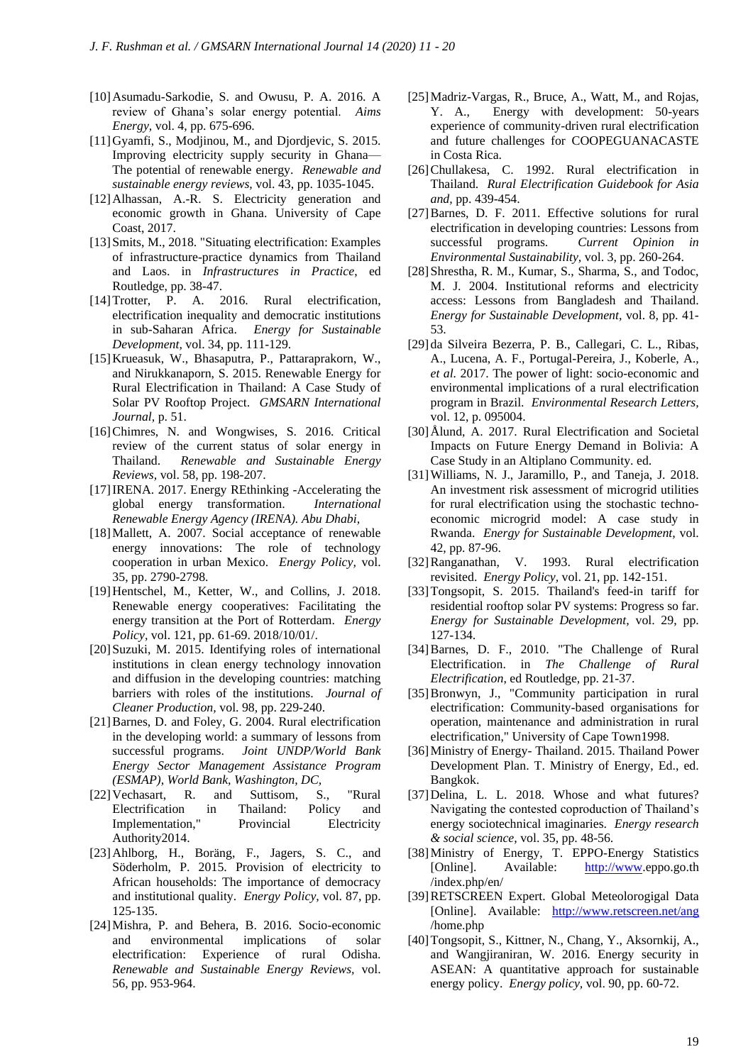[10] Asumadu-Sarkodie, S. and Owusu, P. A. 2016. A review of Ghana's solar energy potential. *Aims Energy,* vol. 4, pp. 675-696.

[11] Gyamfi, S., Modjinou, M., and Djordjevic, S. 2015. Improving electricity supply security in Ghana—The potential of renewable energy. *Renewable and sustainable energy reviews,* vol. 43, pp. 1035-1045.

[12] Alhassan, A.-R. S. Electricity generation and economic growth in Ghana. University of Cape Coast, 2017.

[13] Smits, M., 2018. "Situating electrification: Examples of infrastructure-practice dynamics from Thailand and Laos. in *Infrastructures in Practice*, ed Routledge, pp. 38-47.

[14] Trotter, P. A. 2016. Rural electrification, electrification inequality and democratic institutions in sub-Saharan Africa. *Energy for Sustainable Development,* vol. 34, pp. 111-129.

[15] Krueasuk, W., Bhasaputra, P., Pattaraprakorn, W., and Nirukkanaporn, S. 2015. Renewable Energy for Rural Electrification in Thailand: A Case Study of Solar PV Rooftop Project. *GMSARN International Journal,* p. 51.

[16] Chimres, N. and Wongwises, S. 2016. Critical review of the current status of solar energy in Thailand. *Renewable and Sustainable Energy Reviews,* vol. 58, pp. 198-207.

[17] IRENA. 2017. Energy REthinking -Accelerating the global energy transformation. *International Renewable Energy Agency (IRENA). Abu Dhabi,*

[18] Mallett, A. 2007. Social acceptance of renewable energy innovations: The role of technology cooperation in urban Mexico. *Energy Policy,* vol. 35, pp. 2790-2798.

[19] Hentschel, M., Ketter, W., and Collins, J. 2018. Renewable energy cooperatives: Facilitating the energy transition at the Port of Rotterdam. *Energy Policy,* vol. 121, pp. 61-69. 2018/10/01/.

[20] Suzuki, M. 2015. Identifying roles of international institutions in clean energy technology innovation and diffusion in the developing countries: matching barriers with roles of the institutions. *Journal of Cleaner Production,* vol. 98, pp. 229-240.

[21] Barnes, D. and Foley, G. 2004. Rural electrification in the developing world: a summary of lessons from successful programs. *Joint UNDP/World Bank Energy Sector Management Assistance Program (ESMAP), World Bank, Washington, DC,*

[22] Vechasart, R. and Suttisom, S., "Rural Electrification in Thailand: Policy and Implementation," Provincial Electricity Authority2014.

[23] Ahlborg, H., Boräng, F., Jagers, S. C., and Söderholm, P. 2015. Provision of electricity to African households: The importance of democracy and institutional quality. *Energy Policy,* vol. 87, pp. 125-135.

[24] Mishra, P. and Behera, B. 2016. Socio-economic and environmental implications of solar electrification: Experience of rural Odisha. *Renewable and Sustainable Energy Reviews,* vol. 56, pp. 953-964.

[25] Madriz-Vargas, R., Bruce, A., Watt, M., and Rojas, Y. A., Energy with development: 50-years experience of community-driven rural electrification and future challenges for COOPEGUANACASTE in Costa Rica.

[26] Chullakesa, C. 1992. Rural electrification in Thailand. *Rural Electrification Guidebook for Asia and,* pp. 439-454.

[27] Barnes, D. F. 2011. Effective solutions for rural electrification in developing countries: Lessons from successful programs. *Current Opinion in Environmental Sustainability,* vol. 3, pp. 260-264.

[28] Shrestha, R. M., Kumar, S., Sharma, S., and Todoc, M. J. 2004. Institutional reforms and electricity access: Lessons from Bangladesh and Thailand. *Energy for Sustainable Development,* vol. 8, pp. 41-53.

[29] da Silveira Bezerra, P. B., Callegari, C. L., Ribas, A., Lucena, A. F., Portugal-Pereira, J., Koberle, A., *et al.* 2017. The power of light: socio-economic and environmental implications of a rural electrification program in Brazil. *Environmental Research Letters,* vol. 12, p. 095004.

[30] Ålund, A. 2017. Rural Electrification and Societal Impacts on Future Energy Demand in Bolivia: A Case Study in an Altiplano Community. ed.

[31] Williams, N. J., Jaramillo, P., and Taneja, J. 2018. An investment risk assessment of microgrid utilities for rural electrification using the stochastic techno-economic microgrid model: A case study in Rwanda. *Energy for Sustainable Development,* vol. 42, pp. 87-96.

[32] Ranganathan, V. 1993. Rural electrification revisited. *Energy Policy,* vol. 21, pp. 142-151.

[33] Tongsopit, S. 2015. Thailand's feed-in tariff for residential rooftop solar PV systems: Progress so far. *Energy for Sustainable Development,* vol. 29, pp. 127-134.

[34] Barnes, D. F., 2010. "The Challenge of Rural Electrification. in *The Challenge of Rural Electrification*, ed Routledge, pp. 21-37.

[35] Bronwyn, J., "Community participation in rural electrification: Community-based organisations for operation, maintenance and administration in rural electrification," University of Cape Town1998.

[36] Ministry of Energy- Thailand. 2015. Thailand Power Development Plan. T. Ministry of Energy, Ed., ed. Bangkok.

[37] Delina, L. L. 2018. Whose and what futures? Navigating the contested coproduction of Thailand's energy sociotechnical imaginaries. *Energy research & social science,* vol. 35, pp. 48-56.

[38] Ministry of Energy, T. EPPO-Energy Statistics [Online]. Available: http://www.eppo.go.th/index.php/en/

[39] RETSCREEN Expert. Global Meteolorogigal Data [Online]. Available: http://www.retscreen.net/ang/home.php

[40] Tongsopit, S., Kittner, N., Chang, Y., Aksornkij, A., and Wangjiraniran, W. 2016. Energy security in ASEAN: A quantitative approach for sustainable energy policy. *Energy policy,* vol. 90, pp. 60-72.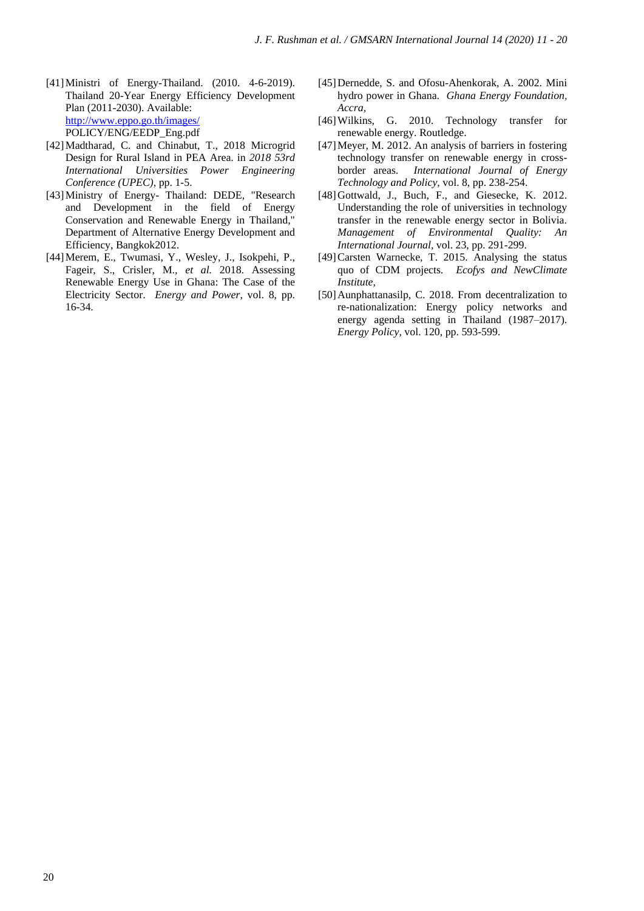[41] Ministri of Energy-Thailand. (2010. 4-6-2019). Thailand 20-Year Energy Efficiency Development Plan (2011-2030). Available: http://www.eppo.go.th/images/POLICY/ENG/EEDP_Eng.pdf

[42] Madtharad, C. and Chinabut, T., 2018 Microgrid Design for Rural Island in PEA Area. in *2018 53rd International Universities Power Engineering Conference (UPEC)*, pp. 1-5.

[43] Ministry of Energy- Thailand: DEDE, "Research and Development in the field of Energy Conservation and Renewable Energy in Thailand," Department of Alternative Energy Development and Efficiency, Bangkok2012.

[44] Merem, E., Twumasi, Y., Wesley, J., Isokpehi, P., Fageir, S., Crisler, M., *et al.* 2018. Assessing Renewable Energy Use in Ghana: The Case of the Electricity Sector. *Energy and Power*, vol. 8, pp. 16-34.

[45] Dernedde, S. and Ofosu-Ahenkorak, A. 2002. Mini hydro power in Ghana. *Ghana Energy Foundation, Accra*,

[46] Wilkins, G. 2010. Technology transfer for renewable energy. Routledge.

[47] Meyer, M. 2012. An analysis of barriers in fostering technology transfer on renewable energy in cross-border areas. *International Journal of Energy Technology and Policy*, vol. 8, pp. 238-254.

[48] Gottwald, J., Buch, F., and Giesecke, K. 2012. Understanding the role of universities in technology transfer in the renewable energy sector in Bolivia. *Management of Environmental Quality: An International Journal*, vol. 23, pp. 291-299.

[49] Carsten Warnecke, T. 2015. Analysing the status quo of CDM projects. *Ecofys and NewClimate Institute*,

[50] Aunphattanasilp, C. 2018. From decentralization to re-nationalization: Energy policy networks and energy agenda setting in Thailand (1987–2017). *Energy Policy*, vol. 120, pp. 593-599.